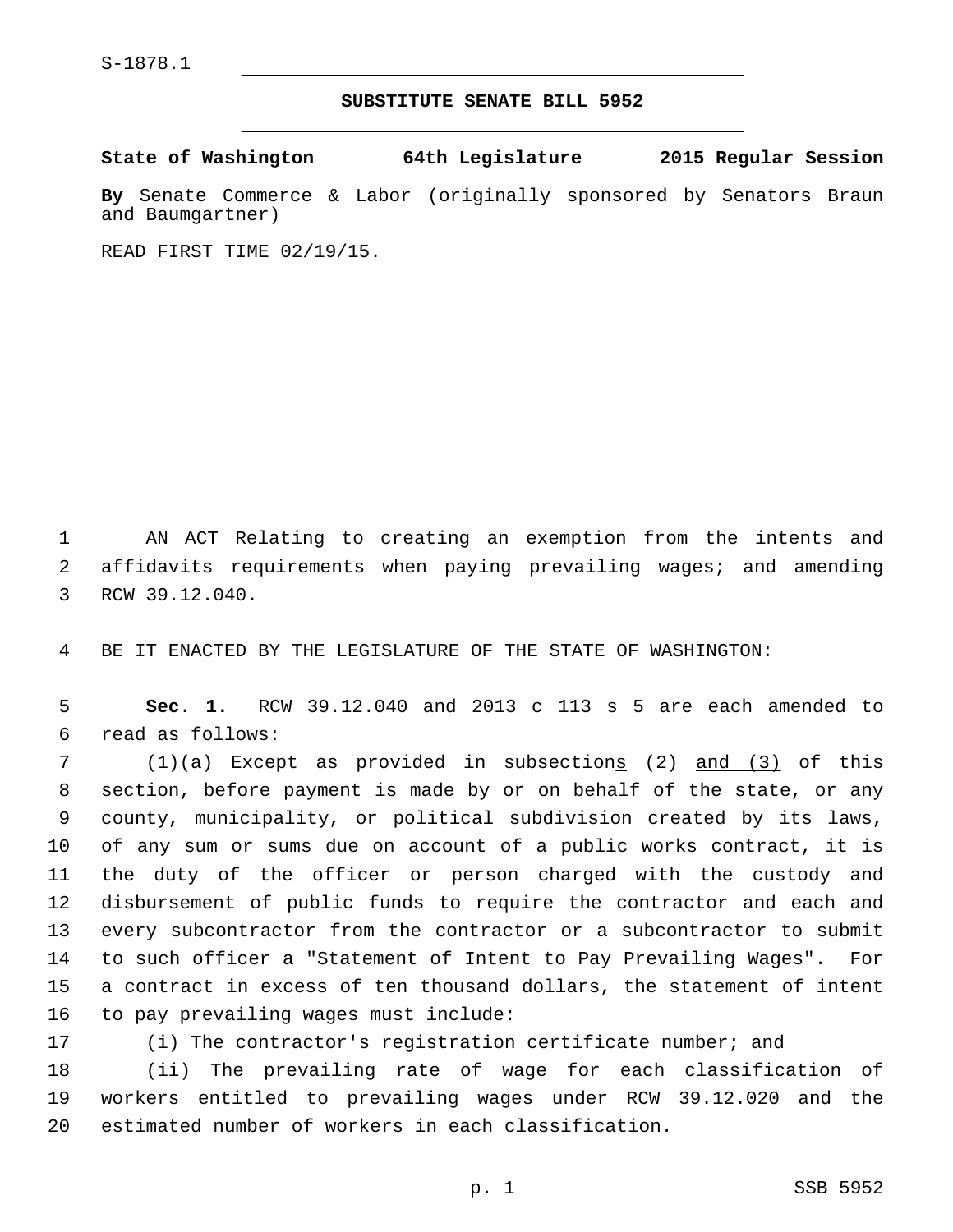S-1878.1

## SUBSTITUTE SENATE BILL 5952

**State of Washington 64th Legislature 2015 Regular Session**

**By** Senate Commerce & Labor (originally sponsored by Senators Braun and Baumgartner)

READ FIRST TIME 02/19/15.

AN ACT Relating to creating an exemption from the intents and affidavits requirements when paying prevailing wages; and amending RCW 39.12.040.

BE IT ENACTED BY THE LEGISLATURE OF THE STATE OF WASHINGTON:

**Sec. 1.** RCW 39.12.040 and 2013 c 113 s 5 are each amended to read as follows:

(1)(a) Except as provided in subsection<u>s</u> (2) <u>and (3)</u> of this section, before payment is made by or on behalf of the state, or any county, municipality, or political subdivision created by its laws, of any sum or sums due on account of a public works contract, it is the duty of the officer or person charged with the custody and disbursement of public funds to require the contractor and each and every subcontractor from the contractor or a subcontractor to submit to such officer a "Statement of Intent to Pay Prevailing Wages". For a contract in excess of ten thousand dollars, the statement of intent to pay prevailing wages must include:

(i) The contractor's registration certificate number; and

(ii) The prevailing rate of wage for each classification of workers entitled to prevailing wages under RCW 39.12.020 and the estimated number of workers in each classification.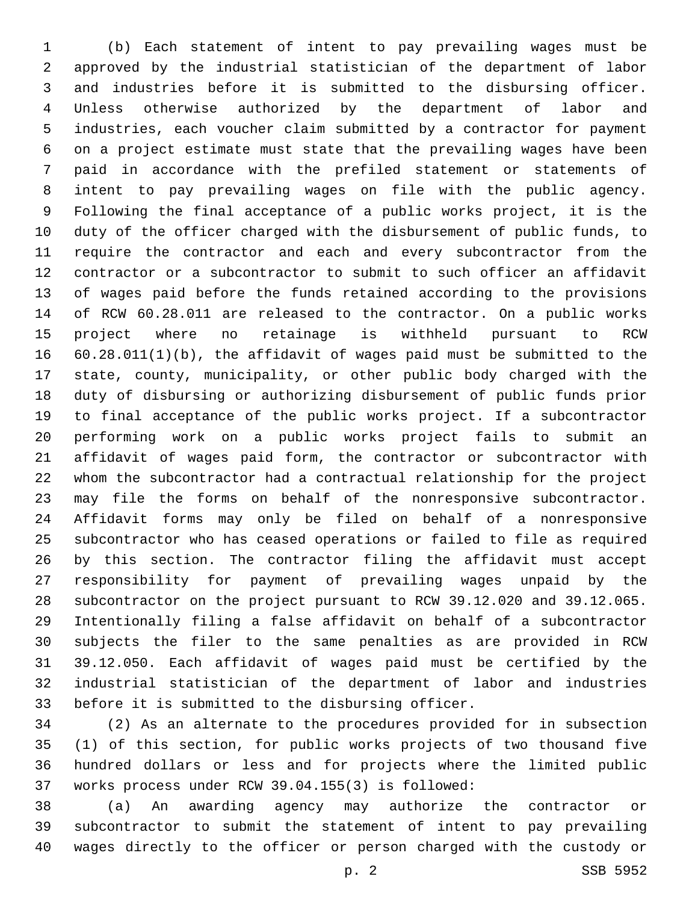(b) Each statement of intent to pay prevailing wages must be approved by the industrial statistician of the department of labor and industries before it is submitted to the disbursing officer. Unless otherwise authorized by the department of labor and industries, each voucher claim submitted by a contractor for payment on a project estimate must state that the prevailing wages have been paid in accordance with the prefiled statement or statements of intent to pay prevailing wages on file with the public agency. Following the final acceptance of a public works project, it is the duty of the officer charged with the disbursement of public funds, to require the contractor and each and every subcontractor from the contractor or a subcontractor to submit to such officer an affidavit of wages paid before the funds retained according to the provisions of RCW 60.28.011 are released to the contractor. On a public works project where no retainage is withheld pursuant to RCW 60.28.011(1)(b), the affidavit of wages paid must be submitted to the state, county, municipality, or other public body charged with the duty of disbursing or authorizing disbursement of public funds prior to final acceptance of the public works project. If a subcontractor performing work on a public works project fails to submit an affidavit of wages paid form, the contractor or subcontractor with whom the subcontractor had a contractual relationship for the project may file the forms on behalf of the nonresponsive subcontractor. Affidavit forms may only be filed on behalf of a nonresponsive subcontractor who has ceased operations or failed to file as required by this section. The contractor filing the affidavit must accept responsibility for payment of prevailing wages unpaid by the subcontractor on the project pursuant to RCW 39.12.020 and 39.12.065. Intentionally filing a false affidavit on behalf of a subcontractor subjects the filer to the same penalties as are provided in RCW 39.12.050. Each affidavit of wages paid must be certified by the industrial statistician of the department of labor and industries before it is submitted to the disbursing officer.

(2) As an alternate to the procedures provided for in subsection (1) of this section, for public works projects of two thousand five hundred dollars or less and for projects where the limited public works process under RCW 39.04.155(3) is followed:

(a) An awarding agency may authorize the contractor or subcontractor to submit the statement of intent to pay prevailing wages directly to the officer or person charged with the custody or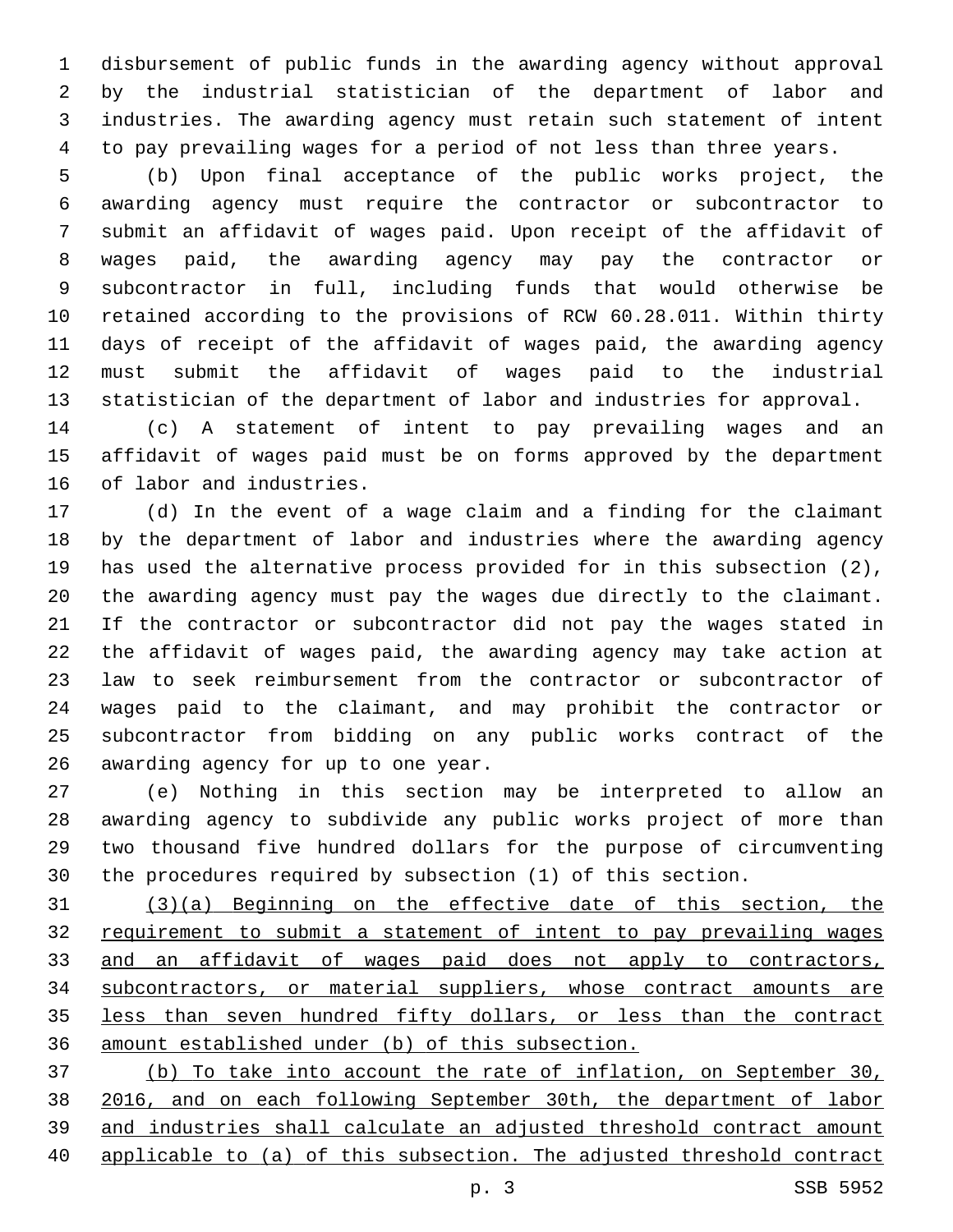disbursement of public funds in the awarding agency without approval by the industrial statistician of the department of labor and industries. The awarding agency must retain such statement of intent to pay prevailing wages for a period of not less than three years.

(b) Upon final acceptance of the public works project, the awarding agency must require the contractor or subcontractor to submit an affidavit of wages paid. Upon receipt of the affidavit of wages paid, the awarding agency may pay the contractor or subcontractor in full, including funds that would otherwise be retained according to the provisions of RCW 60.28.011. Within thirty days of receipt of the affidavit of wages paid, the awarding agency must submit the affidavit of wages paid to the industrial statistician of the department of labor and industries for approval.

(c) A statement of intent to pay prevailing wages and an affidavit of wages paid must be on forms approved by the department of labor and industries.

(d) In the event of a wage claim and a finding for the claimant by the department of labor and industries where the awarding agency has used the alternative process provided for in this subsection (2), the awarding agency must pay the wages due directly to the claimant. If the contractor or subcontractor did not pay the wages stated in the affidavit of wages paid, the awarding agency may take action at law to seek reimbursement from the contractor or subcontractor of wages paid to the claimant, and may prohibit the contractor or subcontractor from bidding on any public works contract of the awarding agency for up to one year.

(e) Nothing in this section may be interpreted to allow an awarding agency to subdivide any public works project of more than two thousand five hundred dollars for the purpose of circumventing the procedures required by subsection (1) of this section.

<u>(3)(a) Beginning on the effective date of this section, the requirement to submit a statement of intent to pay prevailing wages and an affidavit of wages paid does not apply to contractors, subcontractors, or material suppliers, whose contract amounts are less than seven hundred fifty dollars, or less than the contract amount established under (b) of this subsection.</u>

<u>(b) To take into account the rate of inflation, on September 30, 2016, and on each following September 30th, the department of labor and industries shall calculate an adjusted threshold contract amount applicable to (a) of this subsection. The adjusted threshold contract</u>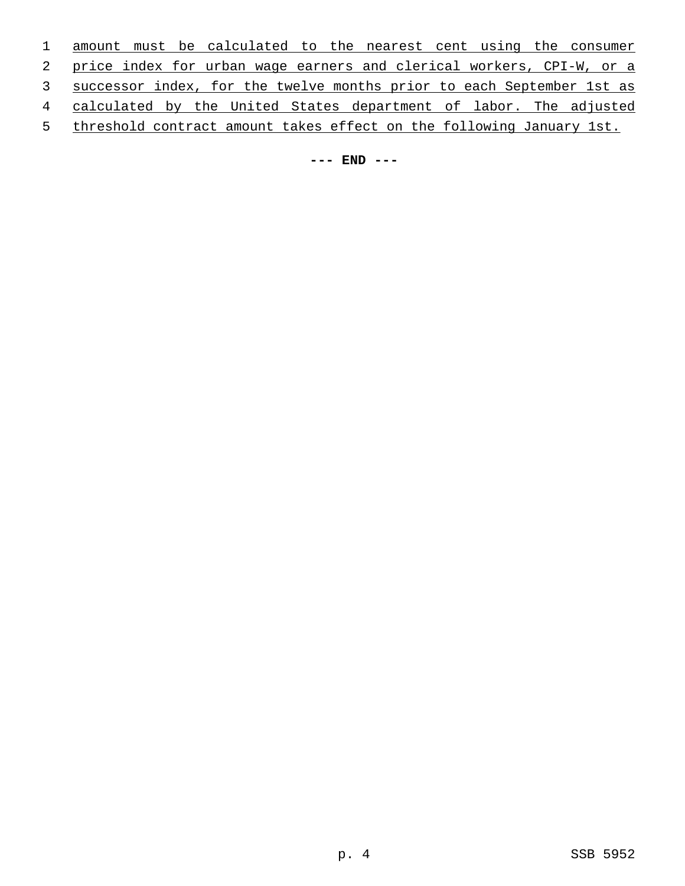amount must be calculated to the nearest cent using the consumer price index for urban wage earners and clerical workers, CPI-W, or a successor index, for the twelve months prior to each September 1st as calculated by the United States department of labor. The adjusted threshold contract amount takes effect on the following January 1st.

**--- END ---**